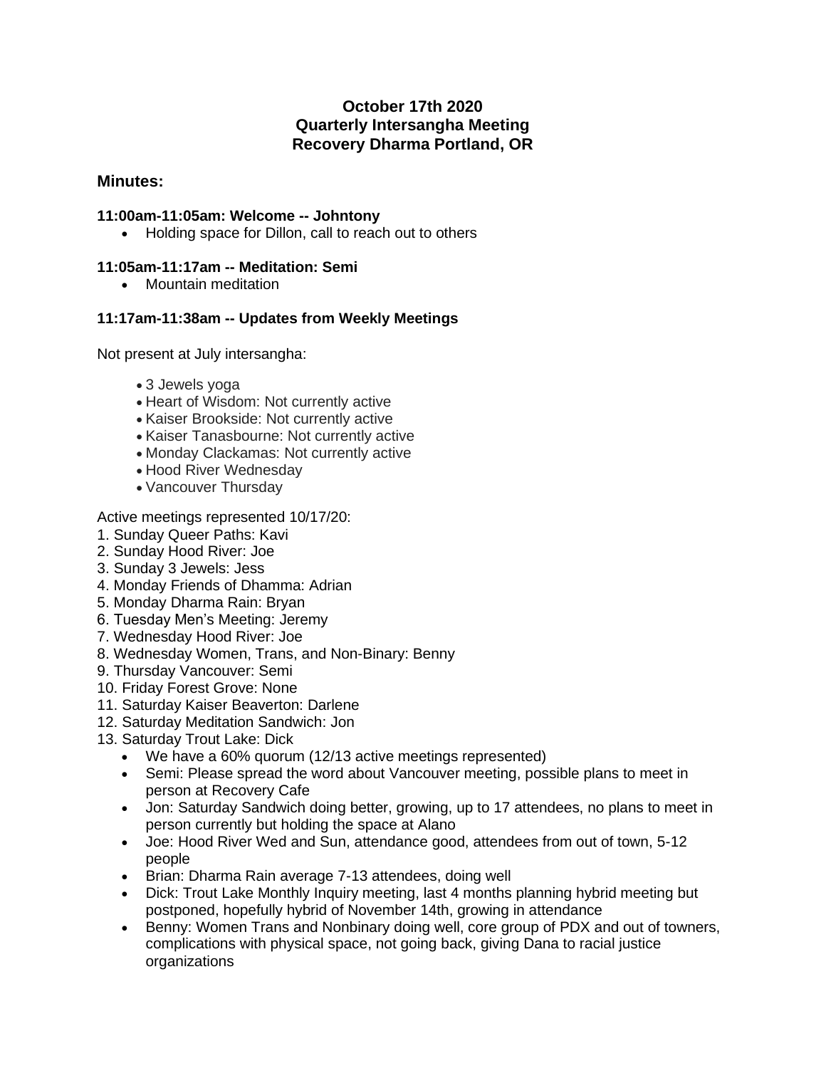**October 17th 2020**
**Quarterly Intersangha Meeting**
**Recovery Dharma Portland, OR**

## Minutes:

### 11:00am-11:05am: Welcome -- Johntony

- Holding space for Dillon, call to reach out to others

### 11:05am-11:17am -- Meditation: Semi

- Mountain meditation

### 11:17am-11:38am -- Updates from Weekly Meetings

Not present at July intersangha:

- 3 Jewels yoga
- Heart of Wisdom: Not currently active
- Kaiser Brookside: Not currently active
- Kaiser Tanasbourne: Not currently active
- Monday Clackamas: Not currently active
- Hood River Wednesday
- Vancouver Thursday

Active meetings represented 10/17/20:

1. Sunday Queer Paths: Kavi
2. Sunday Hood River: Joe
3. Sunday 3 Jewels: Jess
4. Monday Friends of Dhamma: Adrian
5. Monday Dharma Rain: Bryan
6. Tuesday Men's Meeting: Jeremy
7. Wednesday Hood River: Joe
8. Wednesday Women, Trans, and Non-Binary: Benny
9. Thursday Vancouver: Semi
10. Friday Forest Grove: None
11. Saturday Kaiser Beaverton: Darlene
12. Saturday Meditation Sandwich: Jon
13. Saturday Trout Lake: Dick
    - We have a 60% quorum (12/13 active meetings represented)
    - Semi: Please spread the word about Vancouver meeting, possible plans to meet in person at Recovery Cafe
    - Jon: Saturday Sandwich doing better, growing, up to 17 attendees, no plans to meet in person currently but holding the space at Alano
    - Joe: Hood River Wed and Sun, attendance good, attendees from out of town, 5-12 people
    - Brian: Dharma Rain average 7-13 attendees, doing well
    - Dick: Trout Lake Monthly Inquiry meeting, last 4 months planning hybrid meeting but postponed, hopefully hybrid of November 14th, growing in attendance
    - Benny: Women Trans and Nonbinary doing well, core group of PDX and out of towners, complications with physical space, not going back, giving Dana to racial justice organizations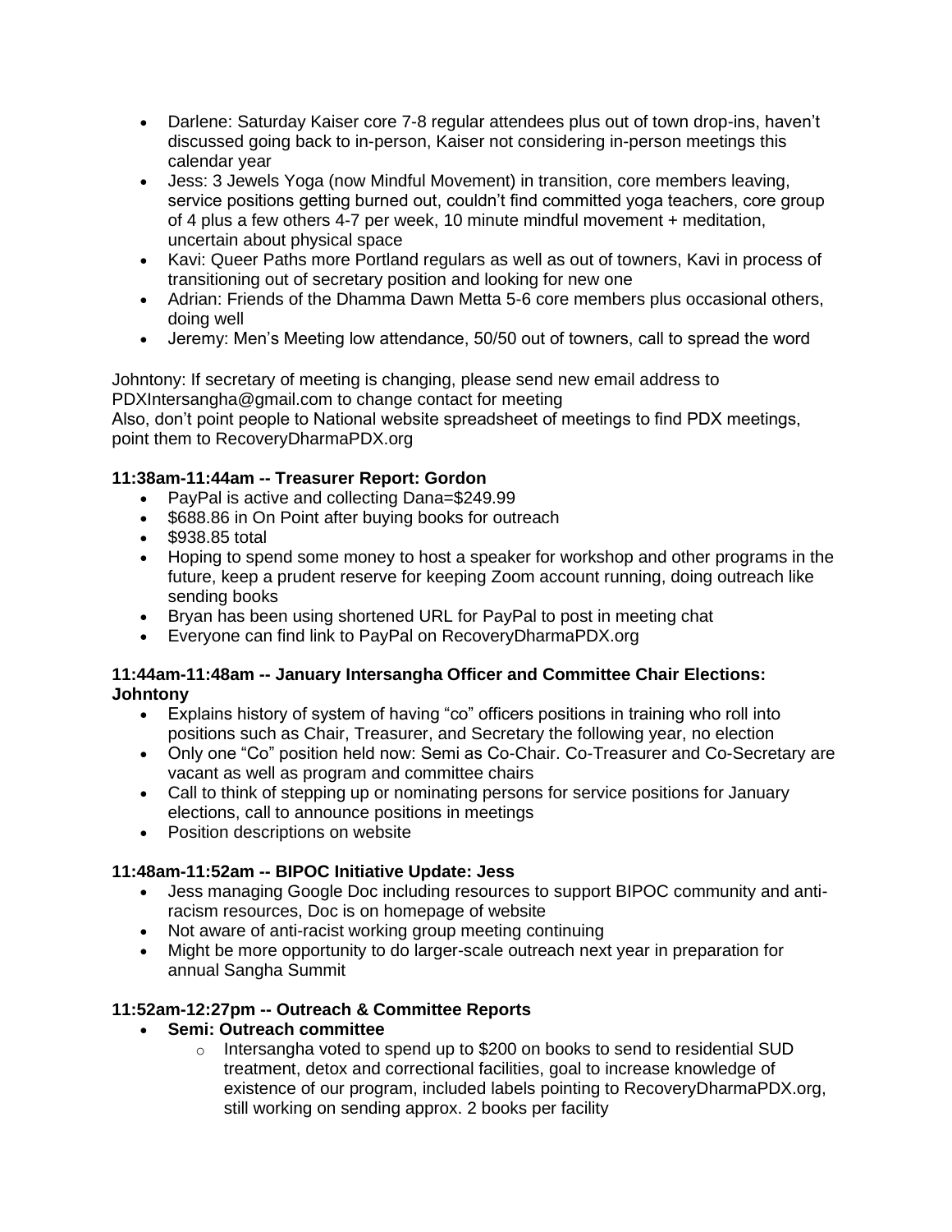- Darlene: Saturday Kaiser core 7-8 regular attendees plus out of town drop-ins, haven't discussed going back to in-person, Kaiser not considering in-person meetings this calendar year
- Jess: 3 Jewels Yoga (now Mindful Movement) in transition, core members leaving, service positions getting burned out, couldn't find committed yoga teachers, core group of 4 plus a few others 4-7 per week, 10 minute mindful movement + meditation, uncertain about physical space
- Kavi: Queer Paths more Portland regulars as well as out of towners, Kavi in process of transitioning out of secretary position and looking for new one
- Adrian: Friends of the Dhamma Dawn Metta 5-6 core members plus occasional others, doing well
- Jeremy: Men's Meeting low attendance, 50/50 out of towners, call to spread the word

Johntony: If secretary of meeting is changing, please send new email address to PDXIntersangha@gmail.com to change contact for meeting
Also, don't point people to National website spreadsheet of meetings to find PDX meetings, point them to RecoveryDharmaPDX.org

**11:38am-11:44am -- Treasurer Report: Gordon**

- PayPal is active and collecting Dana=$249.99
- $688.86 in On Point after buying books for outreach
- $938.85 total
- Hoping to spend some money to host a speaker for workshop and other programs in the future, keep a prudent reserve for keeping Zoom account running, doing outreach like sending books
- Bryan has been using shortened URL for PayPal to post in meeting chat
- Everyone can find link to PayPal on RecoveryDharmaPDX.org

**11:44am-11:48am -- January Intersangha Officer and Committee Chair Elections: Johntony**

- Explains history of system of having "co" officers positions in training who roll into positions such as Chair, Treasurer, and Secretary the following year, no election
- Only one "Co" position held now: Semi as Co-Chair. Co-Treasurer and Co-Secretary are vacant as well as program and committee chairs
- Call to think of stepping up or nominating persons for service positions for January elections, call to announce positions in meetings
- Position descriptions on website

**11:48am-11:52am -- BIPOC Initiative Update: Jess**

- Jess managing Google Doc including resources to support BIPOC community and anti-racism resources, Doc is on homepage of website
- Not aware of anti-racist working group meeting continuing
- Might be more opportunity to do larger-scale outreach next year in preparation for annual Sangha Summit

**11:52am-12:27pm -- Outreach & Committee Reports**

- **Semi: Outreach committee**
  - Intersangha voted to spend up to $200 on books to send to residential SUD treatment, detox and correctional facilities, goal to increase knowledge of existence of our program, included labels pointing to RecoveryDharmaPDX.org, still working on sending approx. 2 books per facility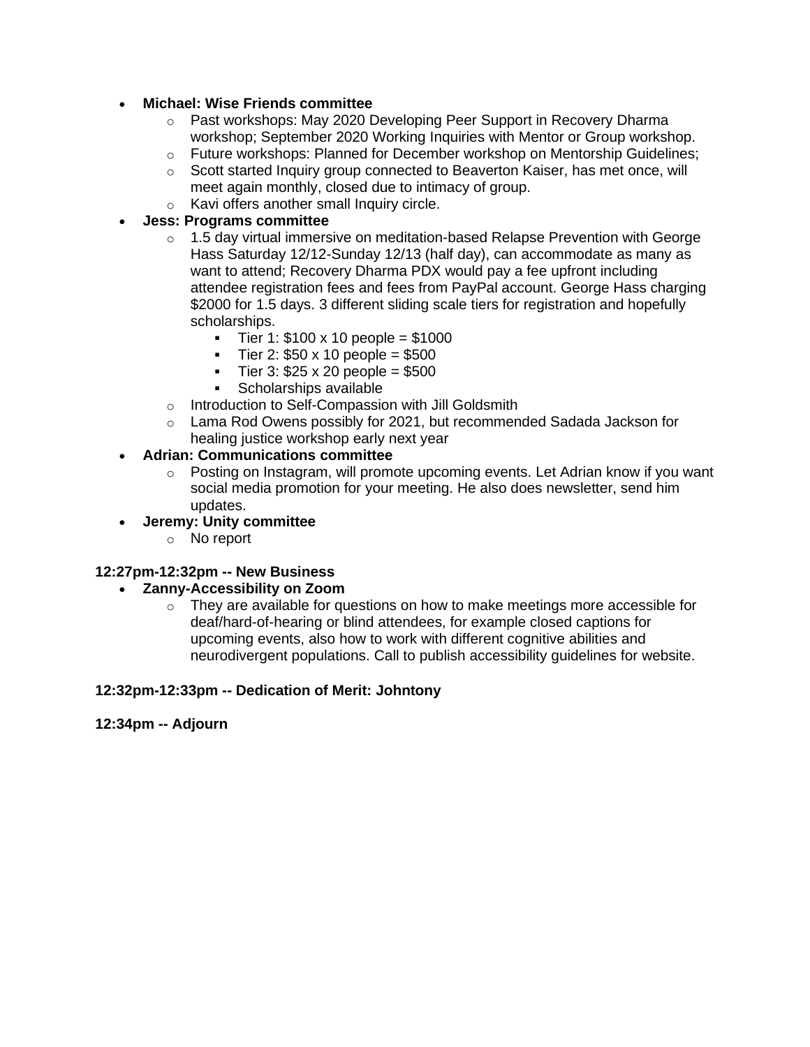- **Michael: Wise Friends committee**
  - Past workshops: May 2020 Developing Peer Support in Recovery Dharma workshop; September 2020 Working Inquiries with Mentor or Group workshop.
  - Future workshops: Planned for December workshop on Mentorship Guidelines;
  - Scott started Inquiry group connected to Beaverton Kaiser, has met once, will meet again monthly, closed due to intimacy of group.
  - Kavi offers another small Inquiry circle.
- **Jess: Programs committee**
  - 1.5 day virtual immersive on meditation-based Relapse Prevention with George Hass Saturday 12/12-Sunday 12/13 (half day), can accommodate as many as want to attend; Recovery Dharma PDX would pay a fee upfront including attendee registration fees and fees from PayPal account. George Hass charging $2000 for 1.5 days. 3 different sliding scale tiers for registration and hopefully scholarships.
    - Tier 1: $100 x 10 people = $1000
    - Tier 2: $50 x 10 people = $500
    - Tier 3: $25 x 20 people = $500
    - Scholarships available
  - Introduction to Self-Compassion with Jill Goldsmith
  - Lama Rod Owens possibly for 2021, but recommended Sadada Jackson for healing justice workshop early next year
- **Adrian: Communications committee**
  - Posting on Instagram, will promote upcoming events. Let Adrian know if you want social media promotion for your meeting. He also does newsletter, send him updates.
- **Jeremy: Unity committee**
  - No report

**12:27pm-12:32pm -- New Business**

- **Zanny-Accessibility on Zoom**
  - They are available for questions on how to make meetings more accessible for deaf/hard-of-hearing or blind attendees, for example closed captions for upcoming events, also how to work with different cognitive abilities and neurodivergent populations. Call to publish accessibility guidelines for website.

**12:32pm-12:33pm -- Dedication of Merit: Johntony**

**12:34pm -- Adjourn**